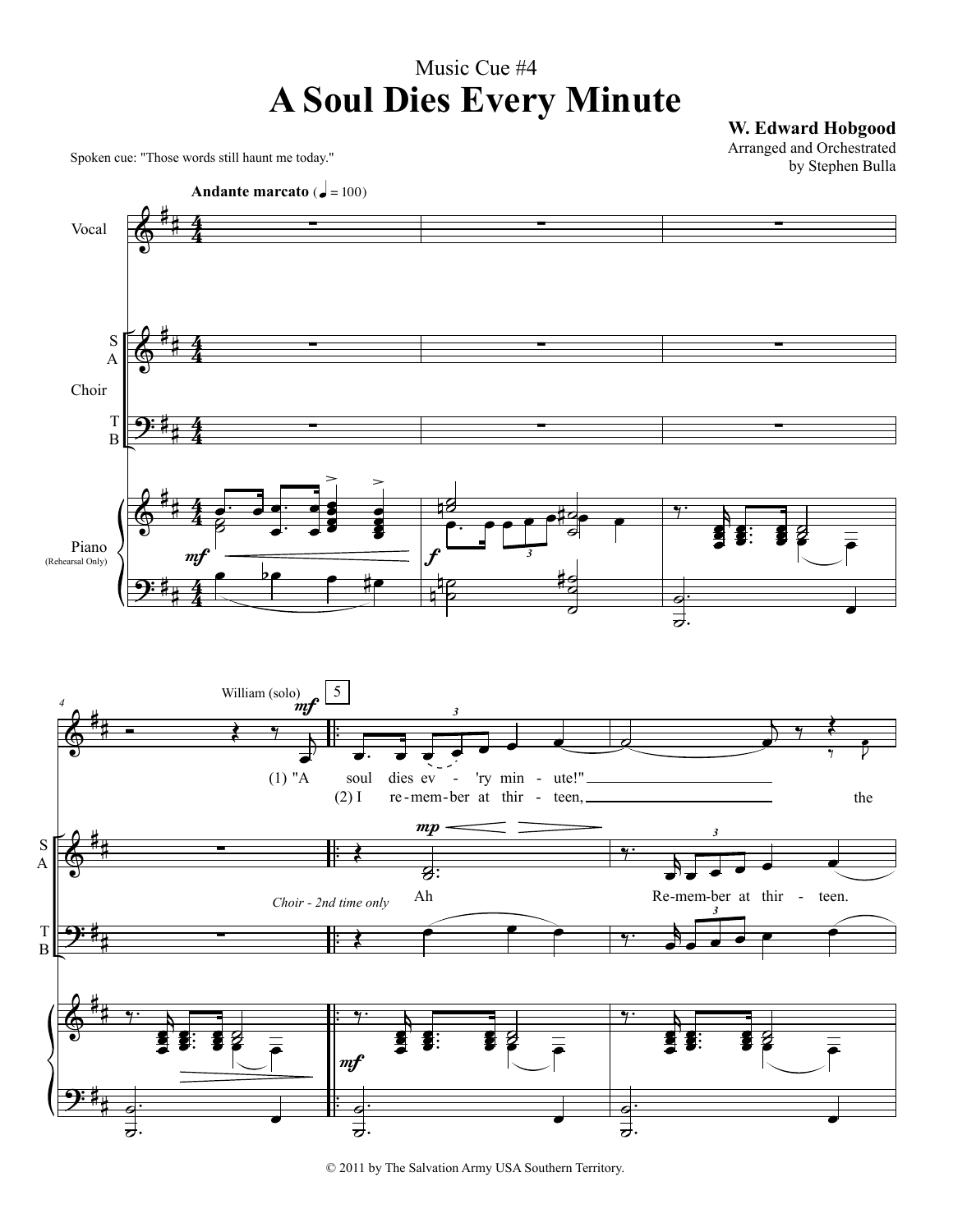Music Cue #4

# A Soul Dies Every Minute

**W. Edward Hobgood**
Arranged and Orchestrated
by Stephen Bulla

Spoken cue: "Those words still haunt me today."

**Andante marcato** (♩ = 100)

Vocal

Choir: S A / T B

Piano (Rehearsal Only)

William (solo)

(1) "A soul dies ev - 'ry min - ute!"
(2) I re - mem - ber at thir - teen, the

*Choir - 2nd time only*

Ah

Re - mem - ber at thir - teen.

© 2011 by The Salvation Army USA Southern Territory.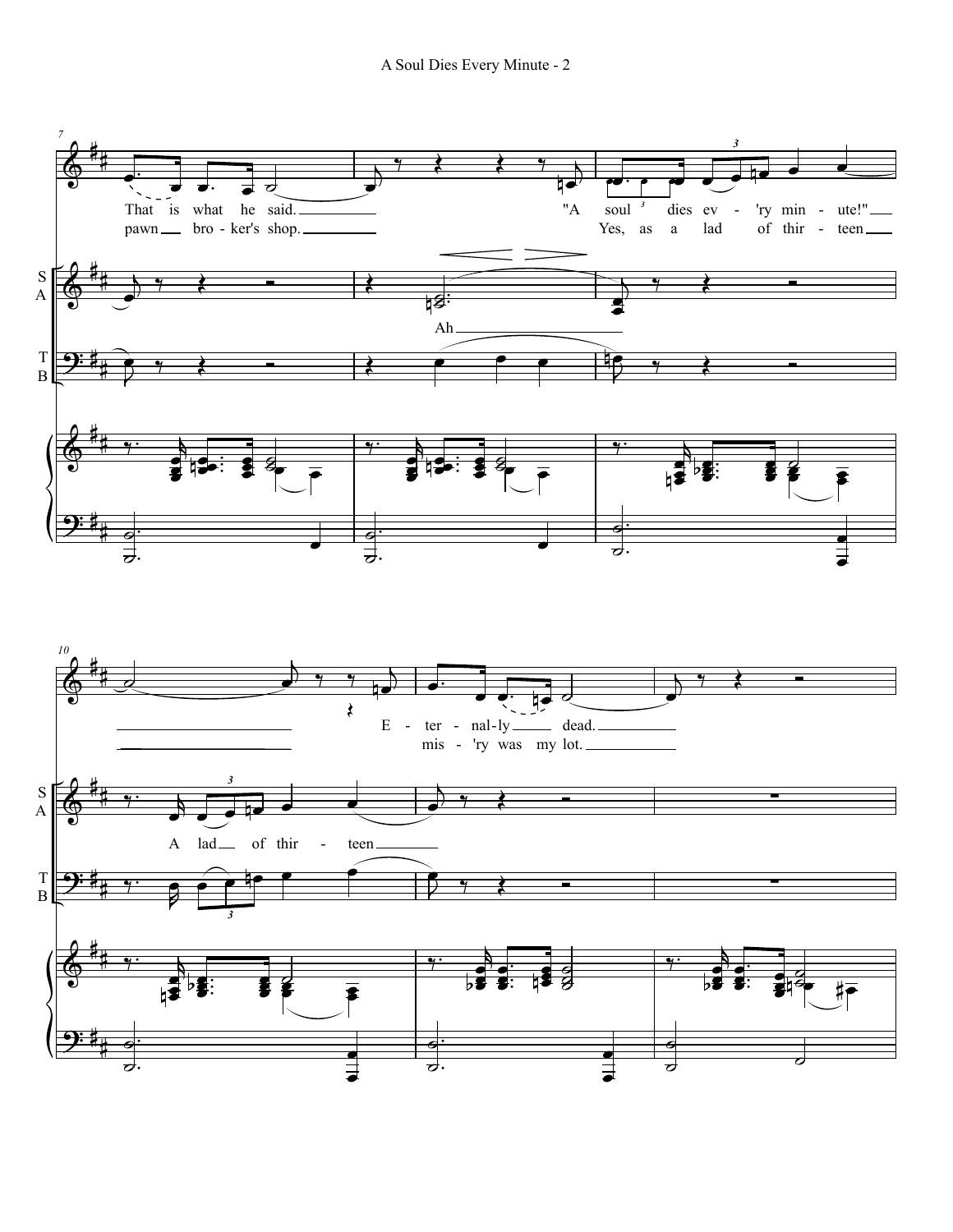That is what he said.

pawn broker's shop.

"A soul dies ev - 'ry min - ute!"

Yes, as a lad of thir - teen

Ah

A lad of thir - teen

E - ter - nal-ly dead.

mis - 'ry was my lot.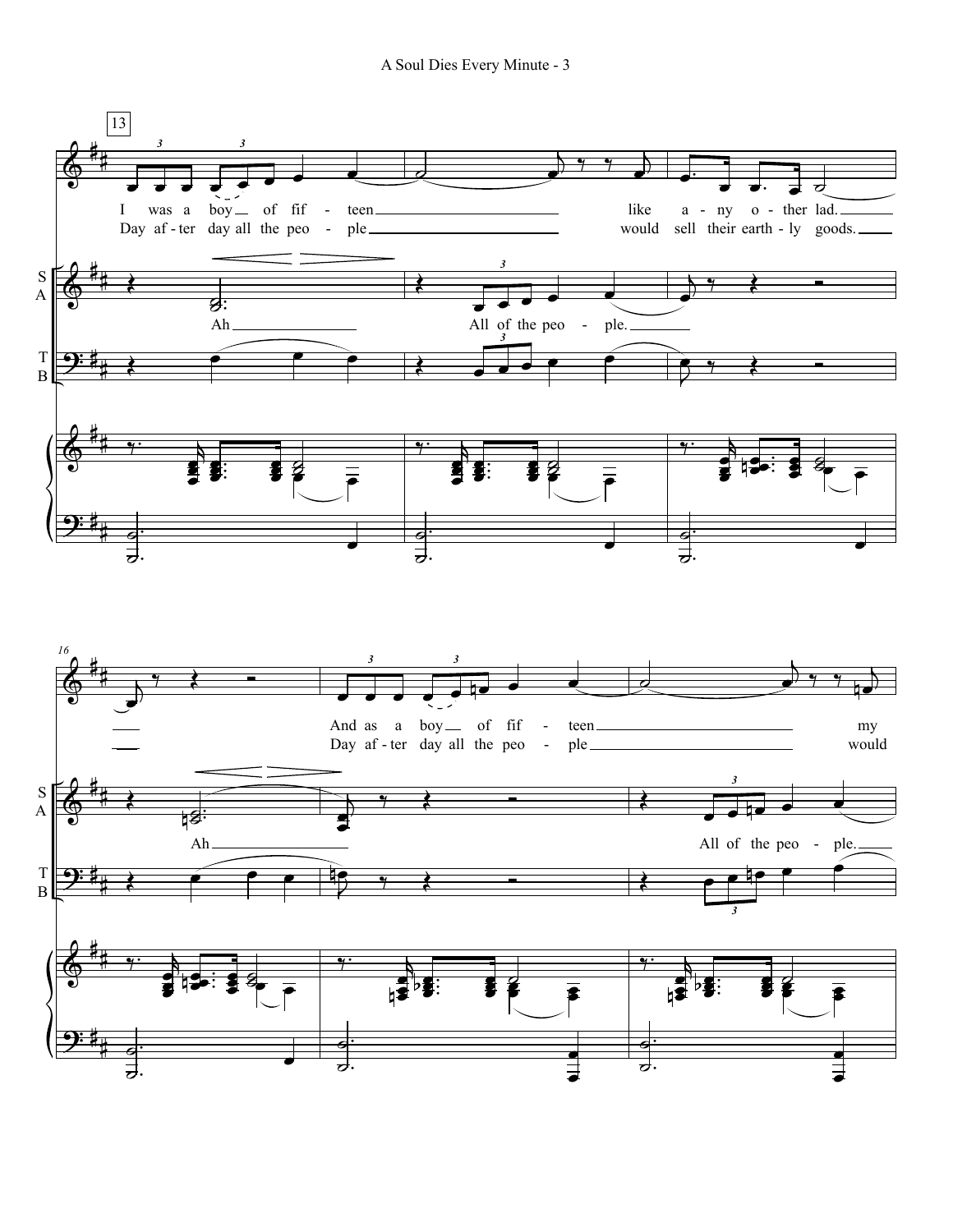13

I was a boy of fif - teen like a - ny o - ther lad.
Day af - ter day all the peo - ple would sell their earth - ly goods.

S A

Ah All of the peo - ple.

T B

16

And as a boy of fif - teen my
Day af - ter day all the peo - ple would

S A

Ah All of the peo - ple.

T B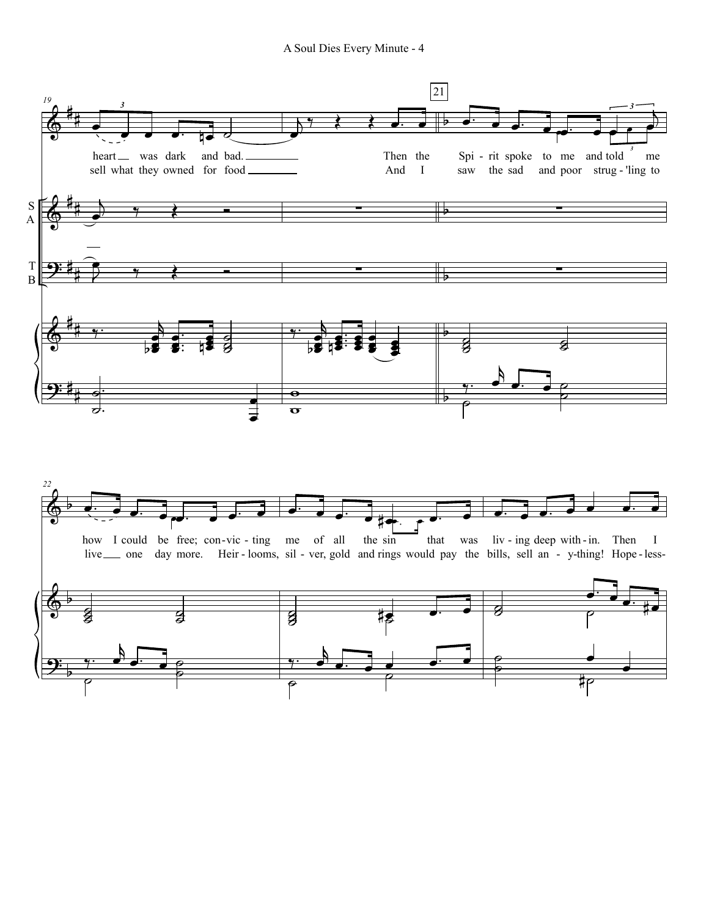heart was dark and bad. Then the Spi - rit spoke to me and told me
sell what they owned for food And I saw the sad and poor strug - 'ling to

how I could be free; con - vic - ting me of all the sin that was liv - ing deep with - in. Then I
live one day more. Heir - looms, sil - ver, gold and rings would pay the bills, sell an - y-thing! Hope - less-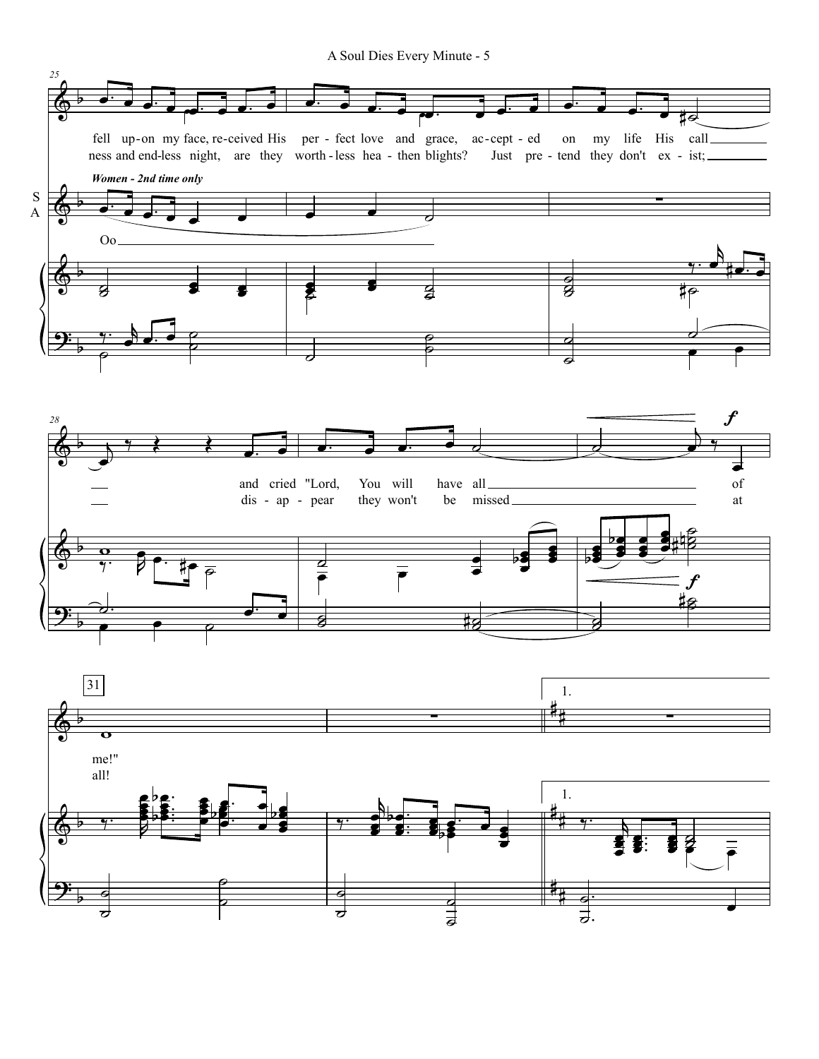fell up-on my face, re-ceived His per - fect love and grace, ac-cept - ed on my life His call ___ and cried "Lord, You will have all ___ of me!"

ness and end-less night, are they worth - less hea - then blights? Just pre - tend they don't ex - ist; ___ dis - ap - pear they won't be missed ___ at all!

*Women - 2nd time only*

Oo ___

31

1.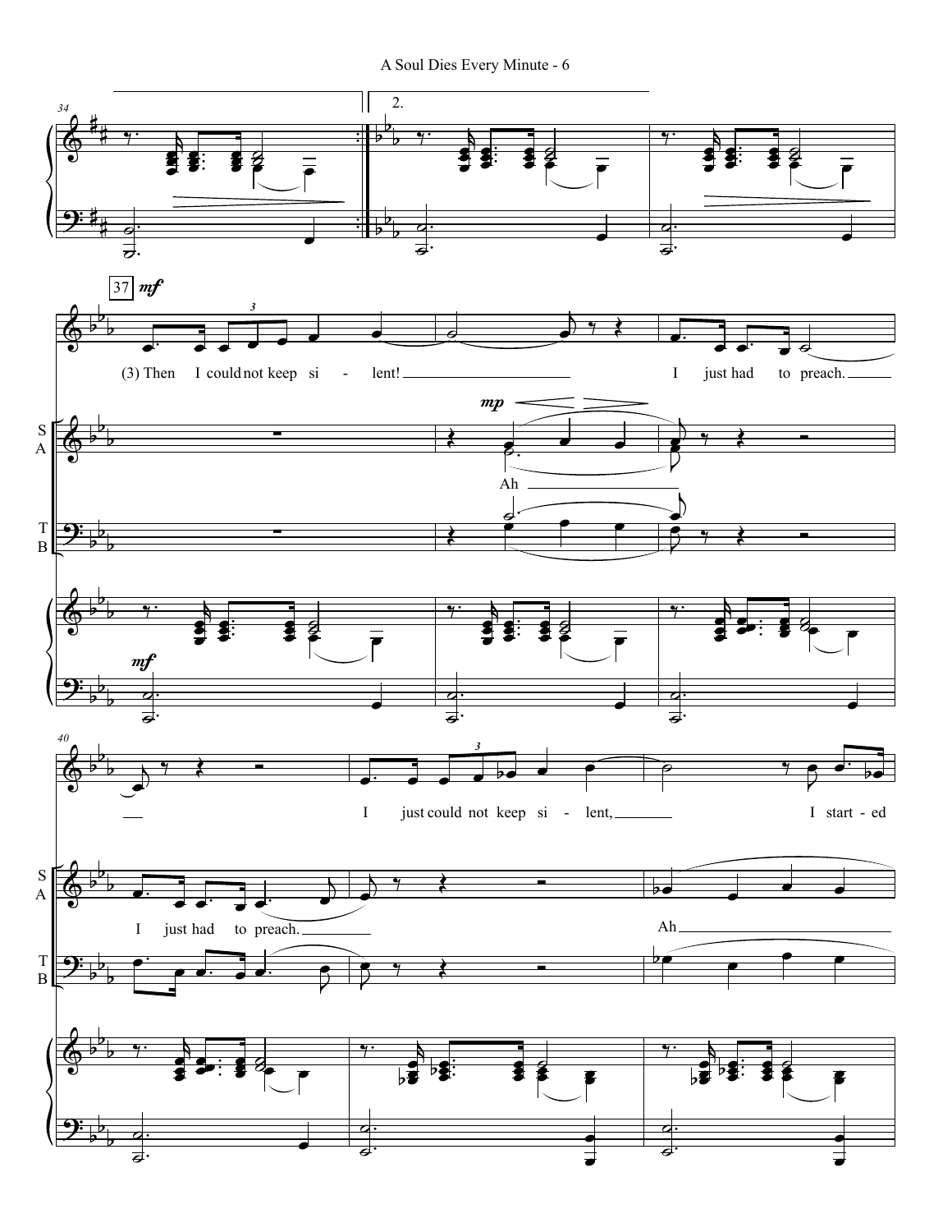2.

37 *mf*

(3) Then I could not keep si - lent! I just had to preach.

*mp*

S
A

Ah

T
B

*mf*

I just could not keep si - lent, I start - ed

I just had to preach.

Ah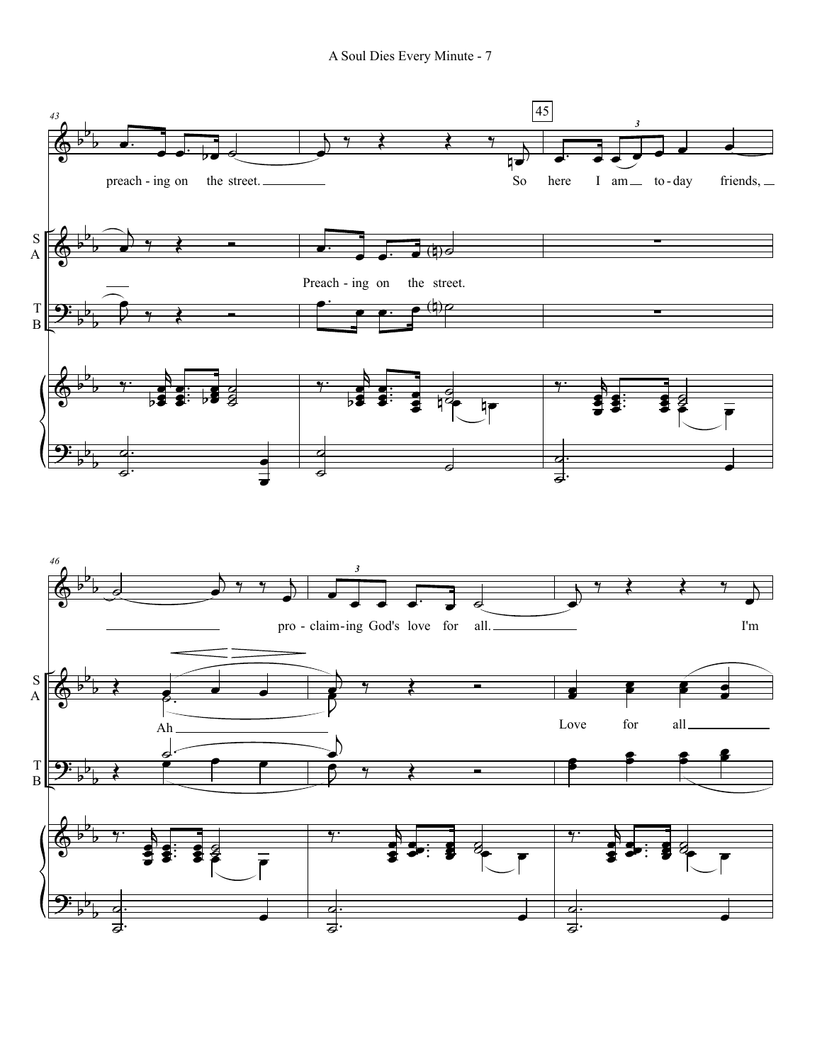preach - ing on the street. So here I am to - day friends,

Preach - ing on the street.

pro - claim - ing God's love for all. I'm

Ah

Love for all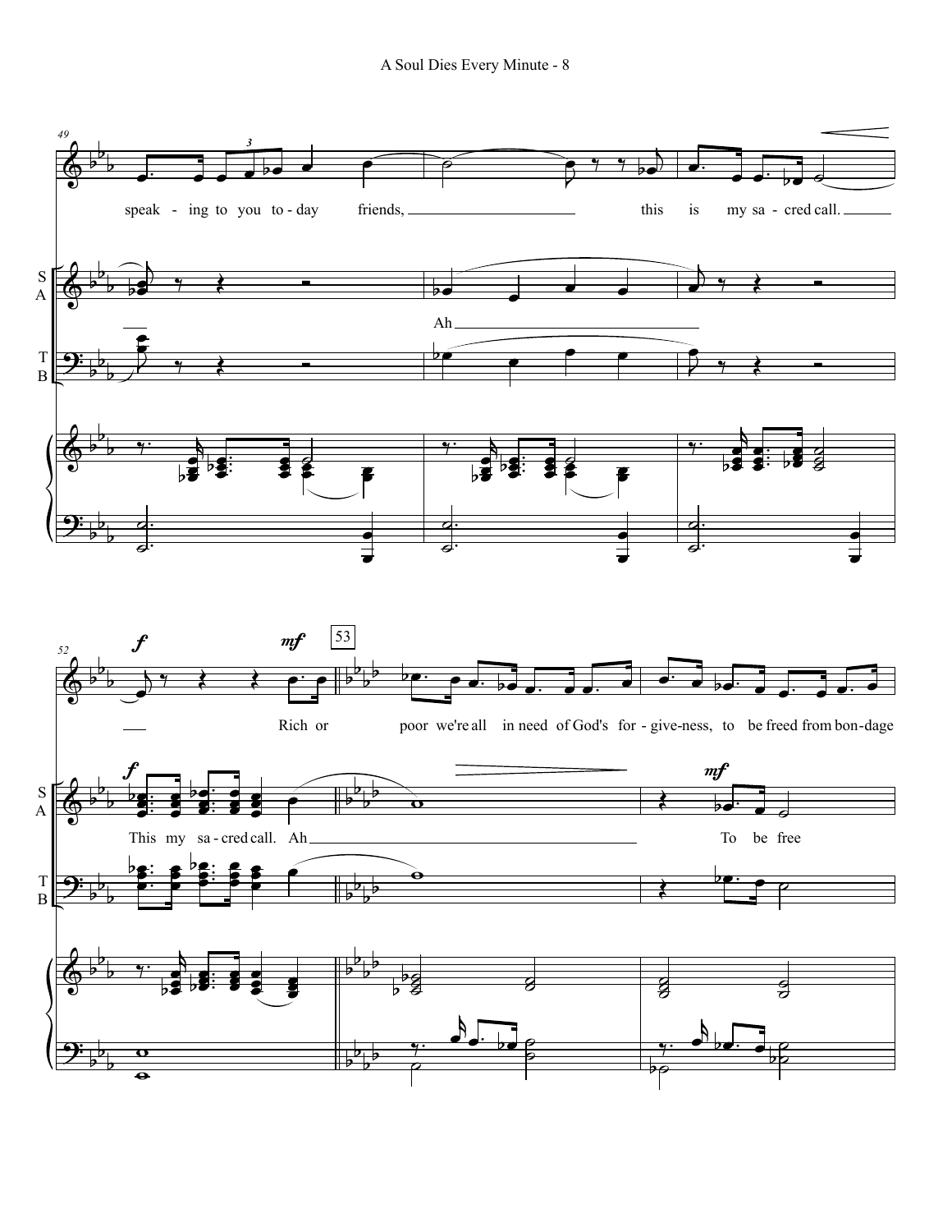speak - ing to you to - day friends, this is my sa - cred call.

Ah

Rich or poor we're all in need of God's for - give-ness, to be freed from bon-dage

This my sa - cred call. Ah

To be free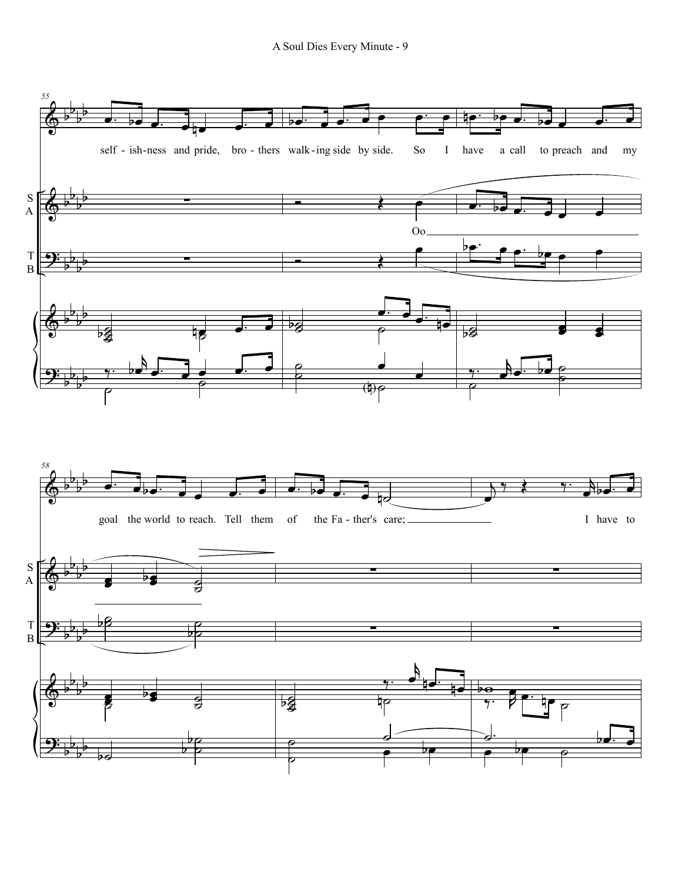self - ish-ness and pride, bro - thers walk-ing side by side. So I have a call to preach and my

Oo

goal the world to reach. Tell them of the Fa - ther's care; I have to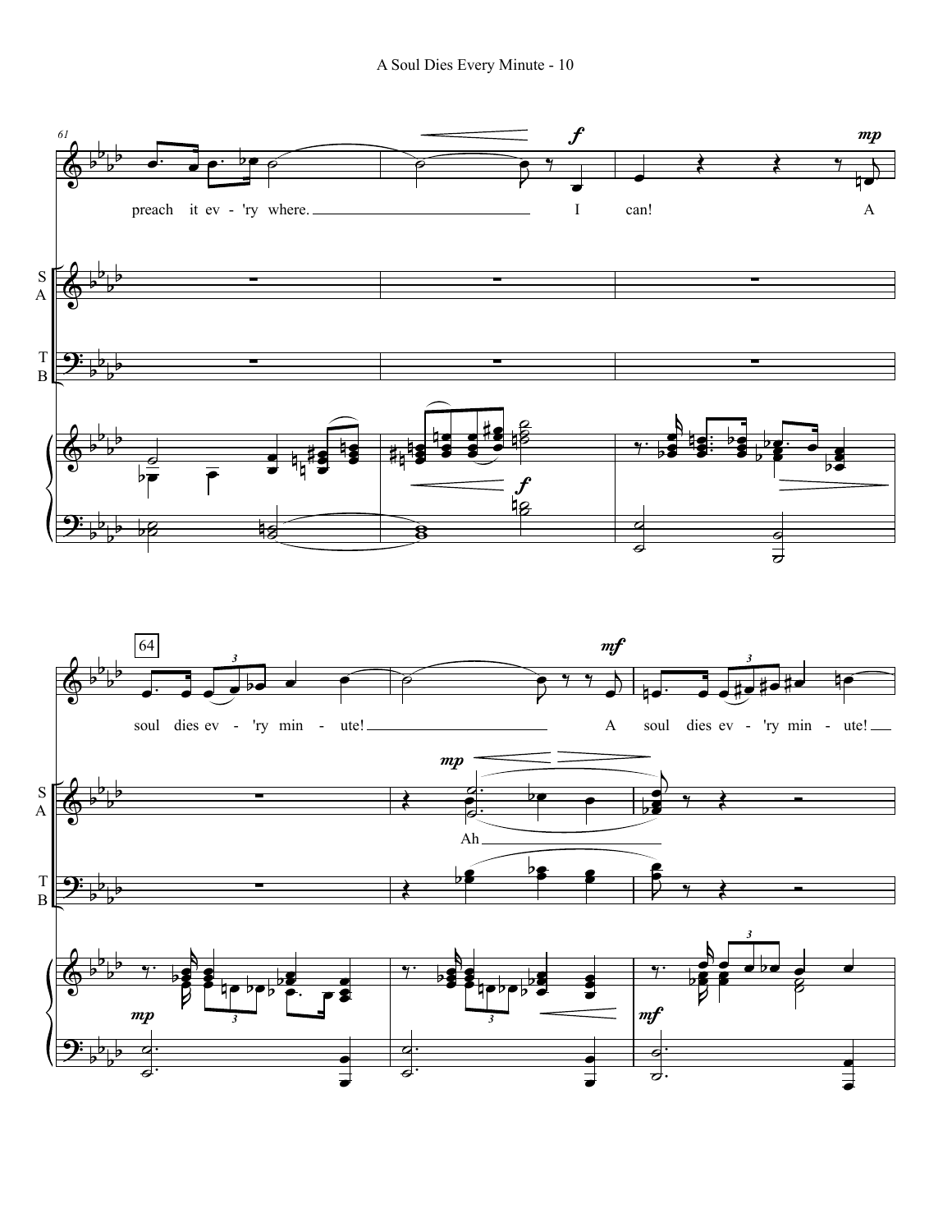preach it ev - 'ry where. I can! A

soul dies ev - 'ry min - ute! A soul dies ev - 'ry min - ute!

Ah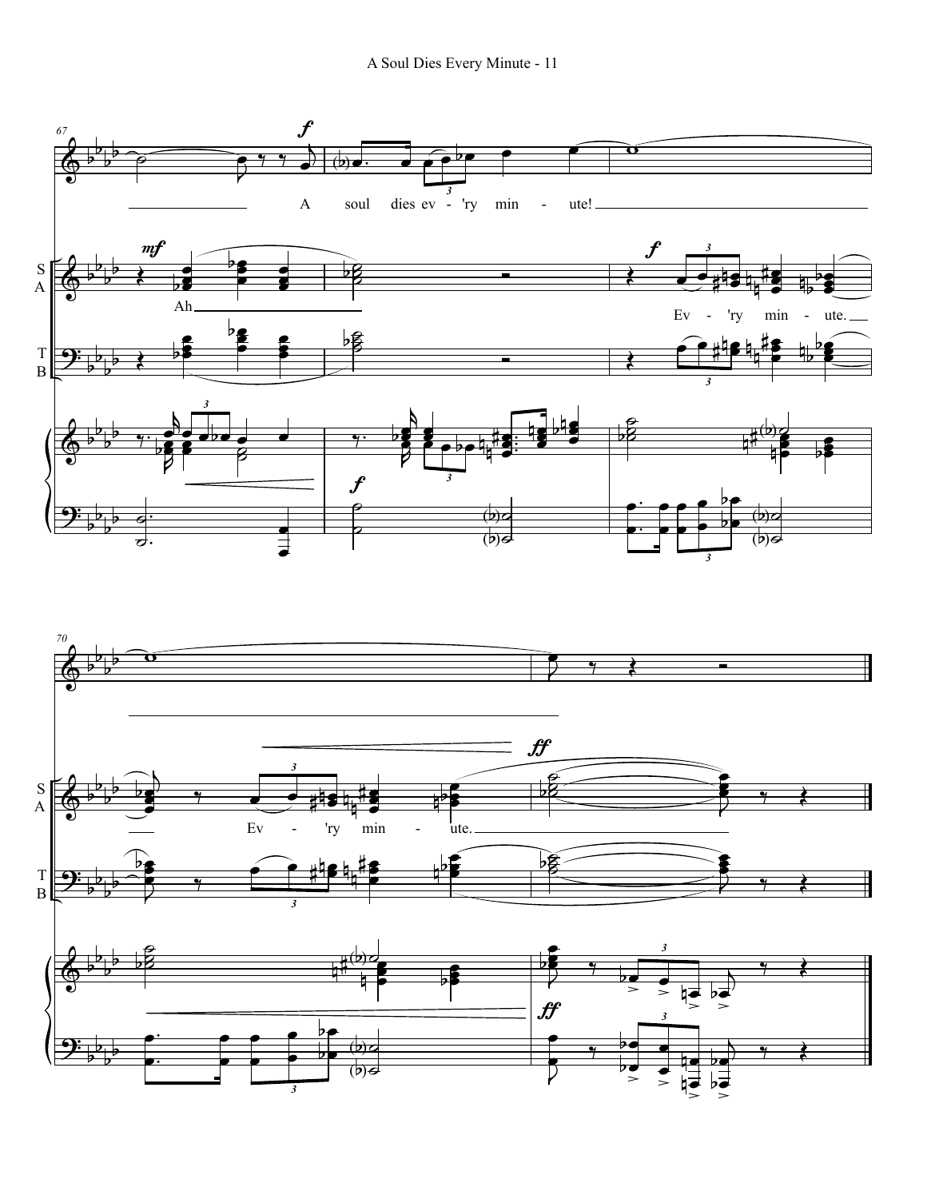A soul dies ev - 'ry min - ute!

Ah

Ev - 'ry min - ute.

Ev - 'ry min - ute.